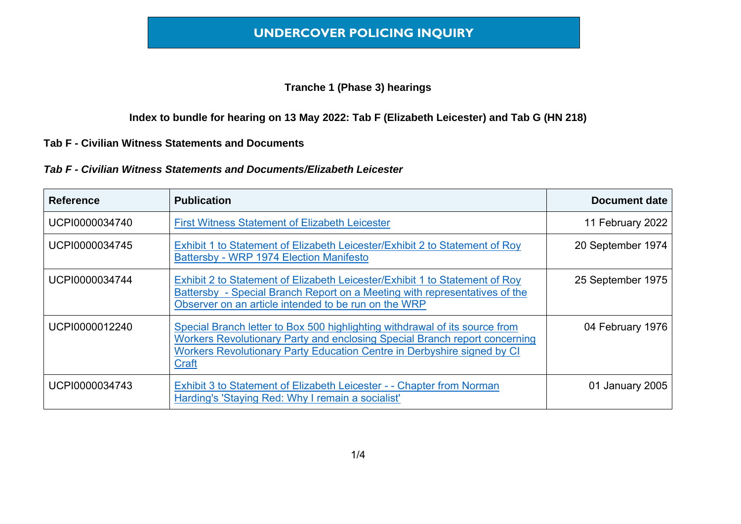# UNDERCOVER POLICING INQUIRY

**Tranche 1 (Phase 3) hearings**

**Index to bundle for hearing on 13 May 2022: Tab F (Elizabeth Leicester) and Tab G (HN 218)**

**Tab F - Civilian Witness Statements and Documents**

***Tab F - Civilian Witness Statements and Documents/Elizabeth Leicester***

| Reference | Publication | Document date |
|---|---|---|
| UCPI0000034740 | First Witness Statement of Elizabeth Leicester | 11 February 2022 |
| UCPI0000034745 | Exhibit 1 to Statement of Elizabeth Leicester/Exhibit 2 to Statement of Roy Battersby - WRP 1974 Election Manifesto | 20 September 1974 |
| UCPI0000034744 | Exhibit 2 to Statement of Elizabeth Leicester/Exhibit 1 to Statement of Roy Battersby - Special Branch Report on a Meeting with representatives of the Observer on an article intended to be run on the WRP | 25 September 1975 |
| UCPI0000012240 | Special Branch letter to Box 500 highlighting withdrawal of its source from Workers Revolutionary Party and enclosing Special Branch report concerning Workers Revolutionary Party Education Centre in Derbyshire signed by CI Craft | 04 February 1976 |
| UCPI0000034743 | Exhibit 3 to Statement of Elizabeth Leicester - - Chapter from Norman Harding's 'Staying Red: Why I remain a socialist' | 01 January 2005 |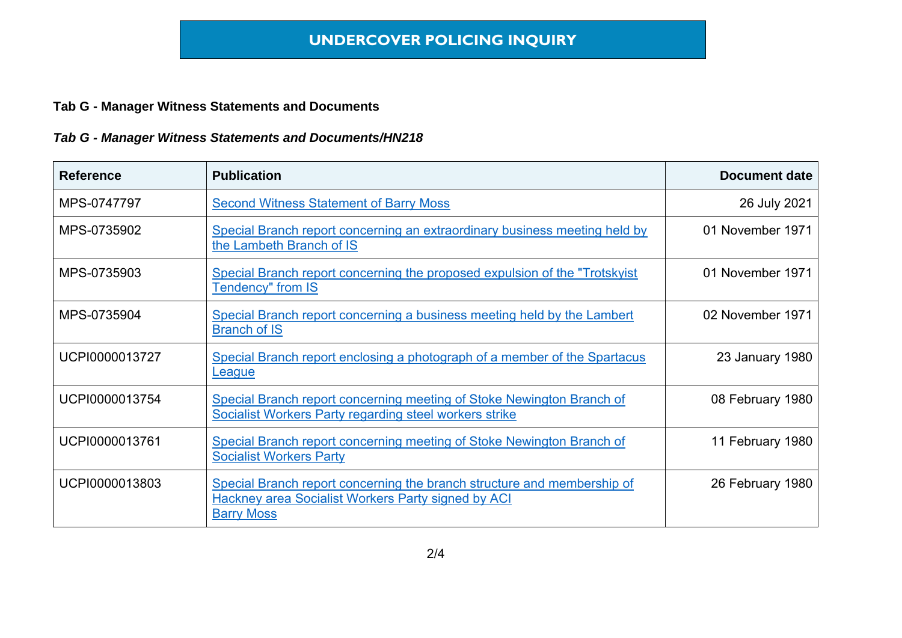# UNDERCOVER POLICING INQUIRY

**Tab G - Manager Witness Statements and Documents**

***Tab G - Manager Witness Statements and Documents/HN218***

| Reference | Publication | Document date |
|---|---|---|
| MPS-0747797 | Second Witness Statement of Barry Moss | 26 July 2021 |
| MPS-0735902 | Special Branch report concerning an extraordinary business meeting held by the Lambeth Branch of IS | 01 November 1971 |
| MPS-0735903 | Special Branch report concerning the proposed expulsion of the "Trotskyist Tendency" from IS | 01 November 1971 |
| MPS-0735904 | Special Branch report concerning a business meeting held by the Lambert Branch of IS | 02 November 1971 |
| UCPI0000013727 | Special Branch report enclosing a photograph of a member of the Spartacus League | 23 January 1980 |
| UCPI0000013754 | Special Branch report concerning meeting of Stoke Newington Branch of Socialist Workers Party regarding steel workers strike | 08 February 1980 |
| UCPI0000013761 | Special Branch report concerning meeting of Stoke Newington Branch of Socialist Workers Party | 11 February 1980 |
| UCPI0000013803 | Special Branch report concerning the branch structure and membership of Hackney area Socialist Workers Party signed by ACI Barry Moss | 26 February 1980 |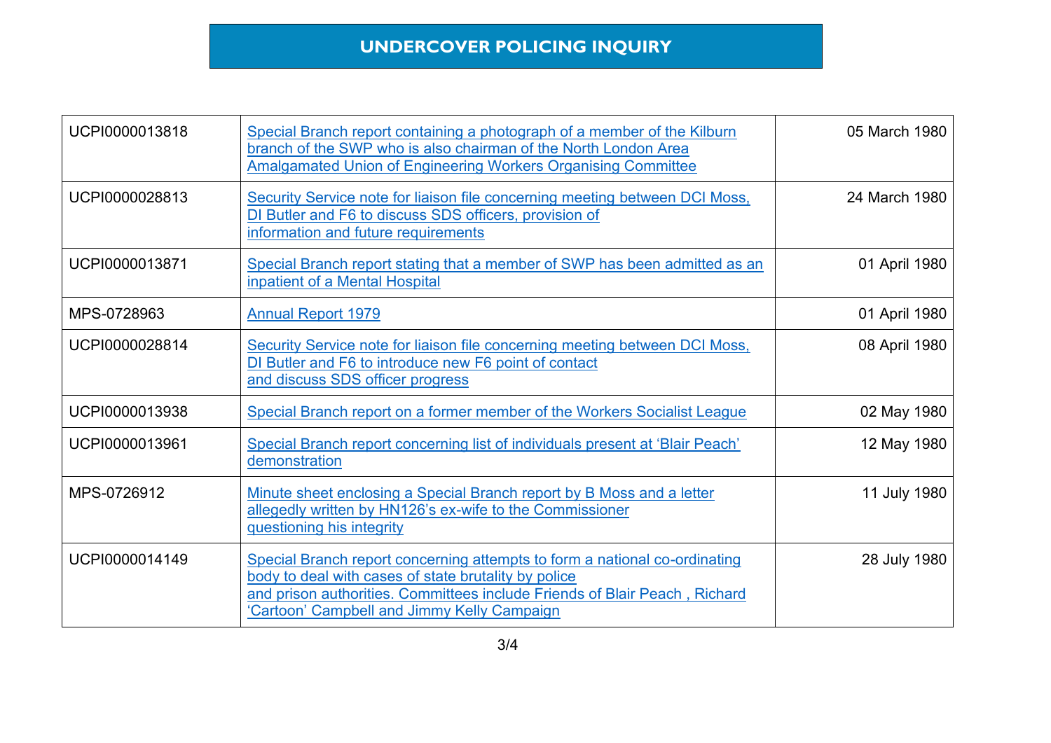# UNDERCOVER POLICING INQUIRY

| | | |
|---|---|---|
| UCPI0000013818 | Special Branch report containing a photograph of a member of the Kilburn branch of the SWP who is also chairman of the North London Area Amalgamated Union of Engineering Workers Organising Committee | 05 March 1980 |
| UCPI0000028813 | Security Service note for liaison file concerning meeting between DCI Moss, DI Butler and F6 to discuss SDS officers, provision of information and future requirements | 24 March 1980 |
| UCPI0000013871 | Special Branch report stating that a member of SWP has been admitted as an inpatient of a Mental Hospital | 01 April 1980 |
| MPS-0728963 | Annual Report 1979 | 01 April 1980 |
| UCPI0000028814 | Security Service note for liaison file concerning meeting between DCI Moss, DI Butler and F6 to introduce new F6 point of contact and discuss SDS officer progress | 08 April 1980 |
| UCPI0000013938 | Special Branch report on a former member of the Workers Socialist League | 02 May 1980 |
| UCPI0000013961 | Special Branch report concerning list of individuals present at 'Blair Peach' demonstration | 12 May 1980 |
| MPS-0726912 | Minute sheet enclosing a Special Branch report by B Moss and a letter allegedly written by HN126's ex-wife to the Commissioner questioning his integrity | 11 July 1980 |
| UCPI0000014149 | Special Branch report concerning attempts to form a national co-ordinating body to deal with cases of state brutality by police and prison authorities. Committees include Friends of Blair Peach , Richard 'Cartoon' Campbell and Jimmy Kelly Campaign | 28 July 1980 |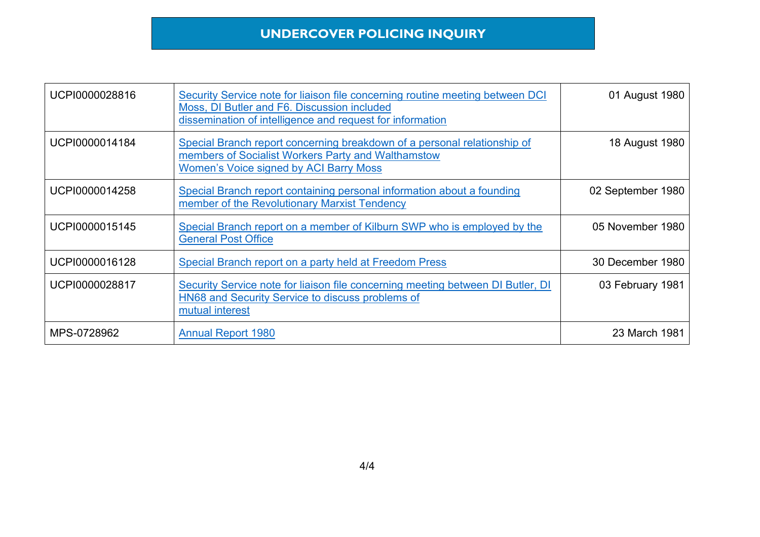# UNDERCOVER POLICING INQUIRY

| | | |
|---|---|---|
| UCPI0000028816 | Security Service note for liaison file concerning routine meeting between DCI Moss, DI Butler and F6. Discussion included dissemination of intelligence and request for information | 01 August 1980 |
| UCPI0000014184 | Special Branch report concerning breakdown of a personal relationship of members of Socialist Workers Party and Walthamstow Women's Voice signed by ACI Barry Moss | 18 August 1980 |
| UCPI0000014258 | Special Branch report containing personal information about a founding member of the Revolutionary Marxist Tendency | 02 September 1980 |
| UCPI0000015145 | Special Branch report on a member of Kilburn SWP who is employed by the General Post Office | 05 November 1980 |
| UCPI0000016128 | Special Branch report on a party held at Freedom Press | 30 December 1980 |
| UCPI0000028817 | Security Service note for liaison file concerning meeting between DI Butler, DI HN68 and Security Service to discuss problems of mutual interest | 03 February 1981 |
| MPS-0728962 | Annual Report 1980 | 23 March 1981 |